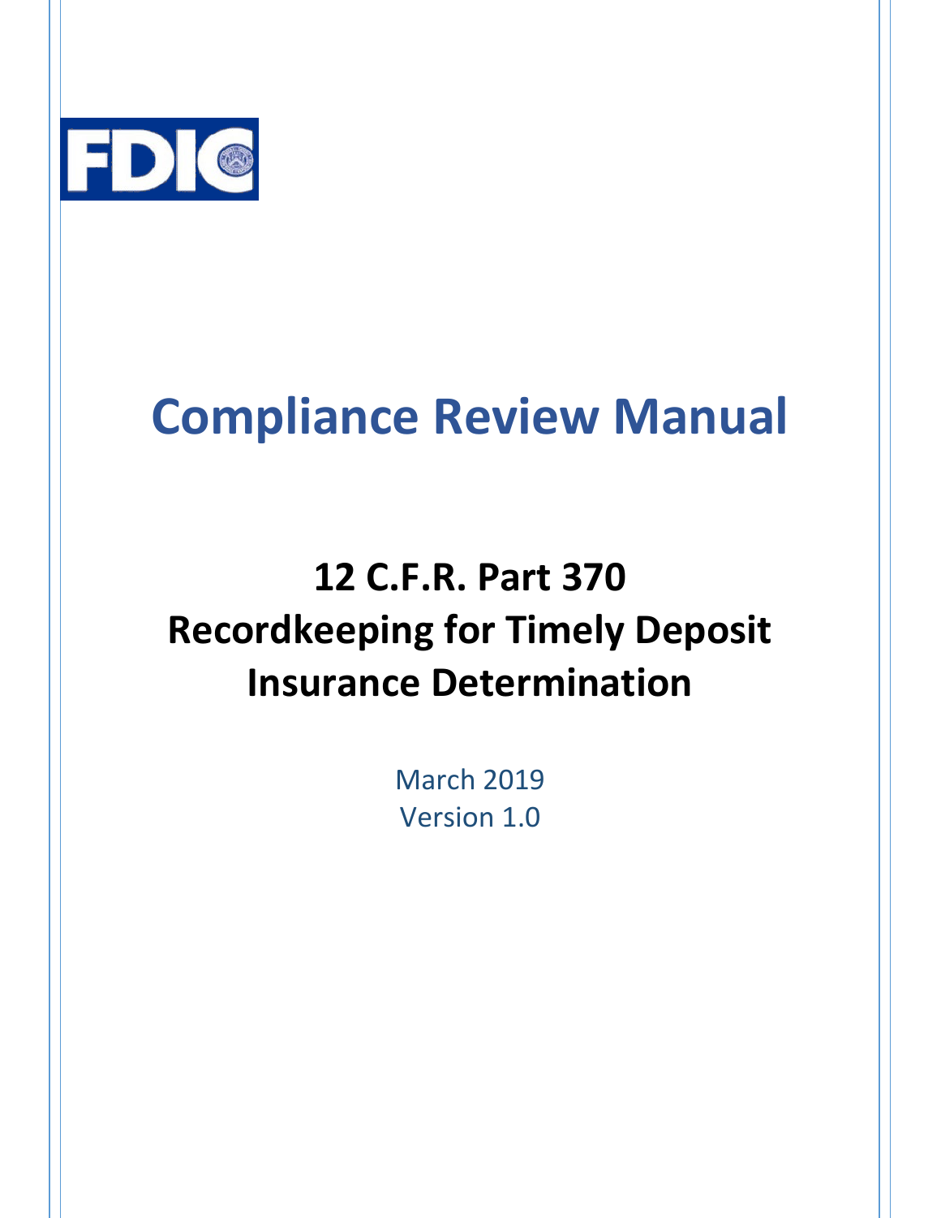FDIC

# Compliance Review Manual

## 12 C.F.R. Part 370 Recordkeeping for Timely Deposit Insurance Determination

March 2019

Version 1.0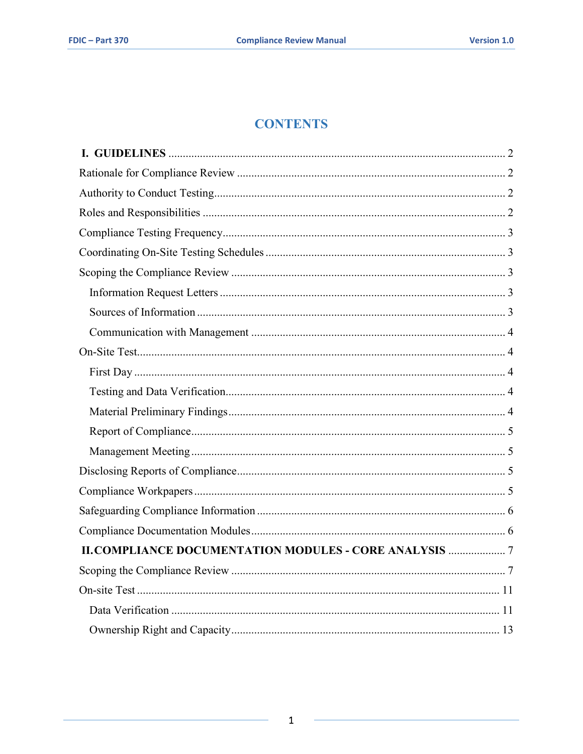# CONTENTS

**I. GUIDELINES** ..... 2

Rationale for Compliance Review ..... 2

Authority to Conduct Testing ..... 2

Roles and Responsibilities ..... 2

Compliance Testing Frequency ..... 3

Coordinating On-Site Testing Schedules ..... 3

Scoping the Compliance Review ..... 3

- Information Request Letters ..... 3
- Sources of Information ..... 3
- Communication with Management ..... 4

On-Site Test ..... 4

- First Day ..... 4
- Testing and Data Verification ..... 4
- Material Preliminary Findings ..... 4
- Report of Compliance ..... 5
- Management Meeting ..... 5

Disclosing Reports of Compliance ..... 5

Compliance Workpapers ..... 5

Safeguarding Compliance Information ..... 6

Compliance Documentation Modules ..... 6

**II. COMPLIANCE DOCUMENTATION MODULES - CORE ANALYSIS** ..... 7

Scoping the Compliance Review ..... 7

On-site Test ..... 11

- Data Verification ..... 11
- Ownership Right and Capacity ..... 13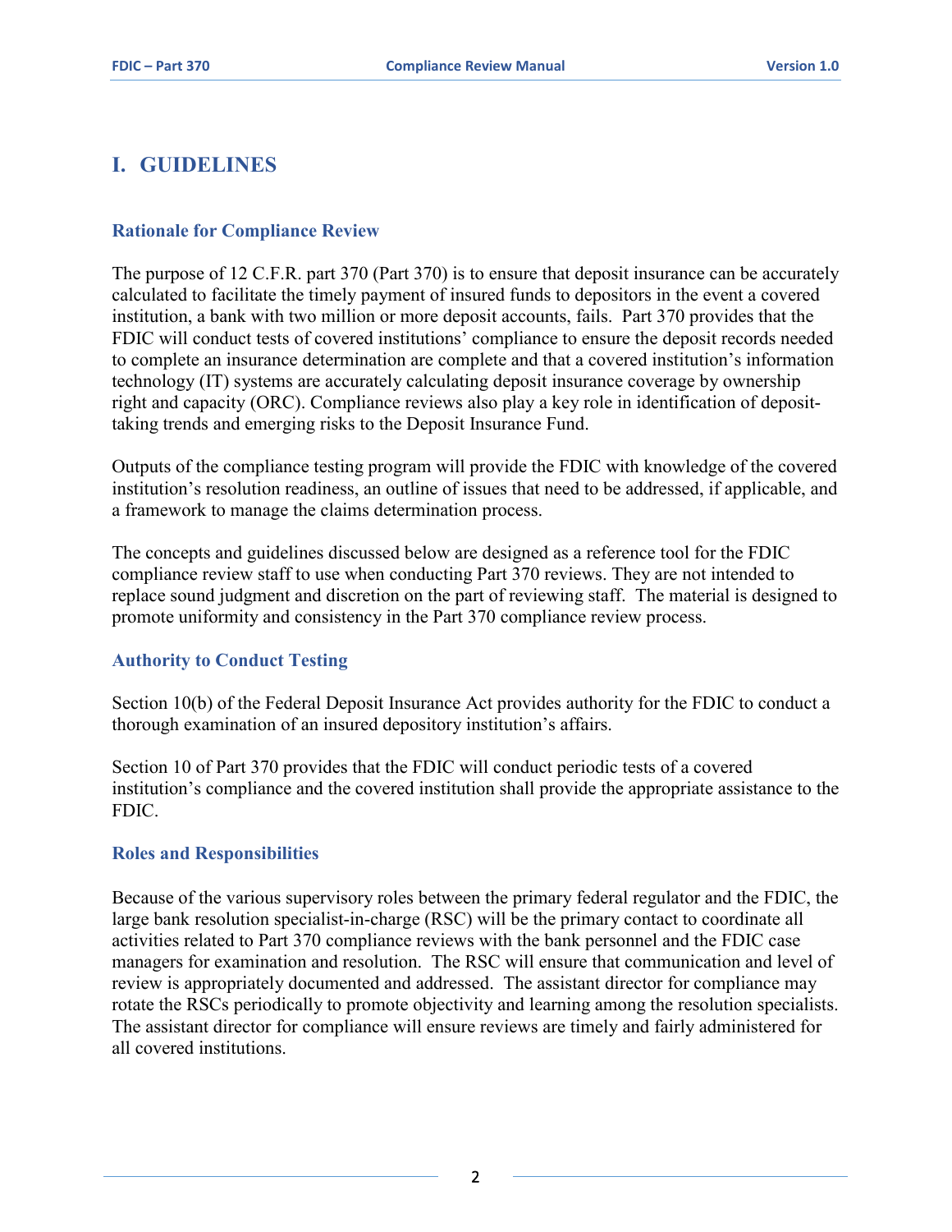# I. GUIDELINES

### Rationale for Compliance Review

The purpose of 12 C.F.R. part 370 (Part 370) is to ensure that deposit insurance can be accurately calculated to facilitate the timely payment of insured funds to depositors in the event a covered institution, a bank with two million or more deposit accounts, fails. Part 370 provides that the FDIC will conduct tests of covered institutions' compliance to ensure the deposit records needed to complete an insurance determination are complete and that a covered institution's information technology (IT) systems are accurately calculating deposit insurance coverage by ownership right and capacity (ORC). Compliance reviews also play a key role in identification of deposit-taking trends and emerging risks to the Deposit Insurance Fund.

Outputs of the compliance testing program will provide the FDIC with knowledge of the covered institution's resolution readiness, an outline of issues that need to be addressed, if applicable, and a framework to manage the claims determination process.

The concepts and guidelines discussed below are designed as a reference tool for the FDIC compliance review staff to use when conducting Part 370 reviews. They are not intended to replace sound judgment and discretion on the part of reviewing staff. The material is designed to promote uniformity and consistency in the Part 370 compliance review process.

### Authority to Conduct Testing

Section 10(b) of the Federal Deposit Insurance Act provides authority for the FDIC to conduct a thorough examination of an insured depository institution's affairs.

Section 10 of Part 370 provides that the FDIC will conduct periodic tests of a covered institution's compliance and the covered institution shall provide the appropriate assistance to the FDIC.

### Roles and Responsibilities

Because of the various supervisory roles between the primary federal regulator and the FDIC, the large bank resolution specialist-in-charge (RSC) will be the primary contact to coordinate all activities related to Part 370 compliance reviews with the bank personnel and the FDIC case managers for examination and resolution. The RSC will ensure that communication and level of review is appropriately documented and addressed. The assistant director for compliance may rotate the RSCs periodically to promote objectivity and learning among the resolution specialists. The assistant director for compliance will ensure reviews are timely and fairly administered for all covered institutions.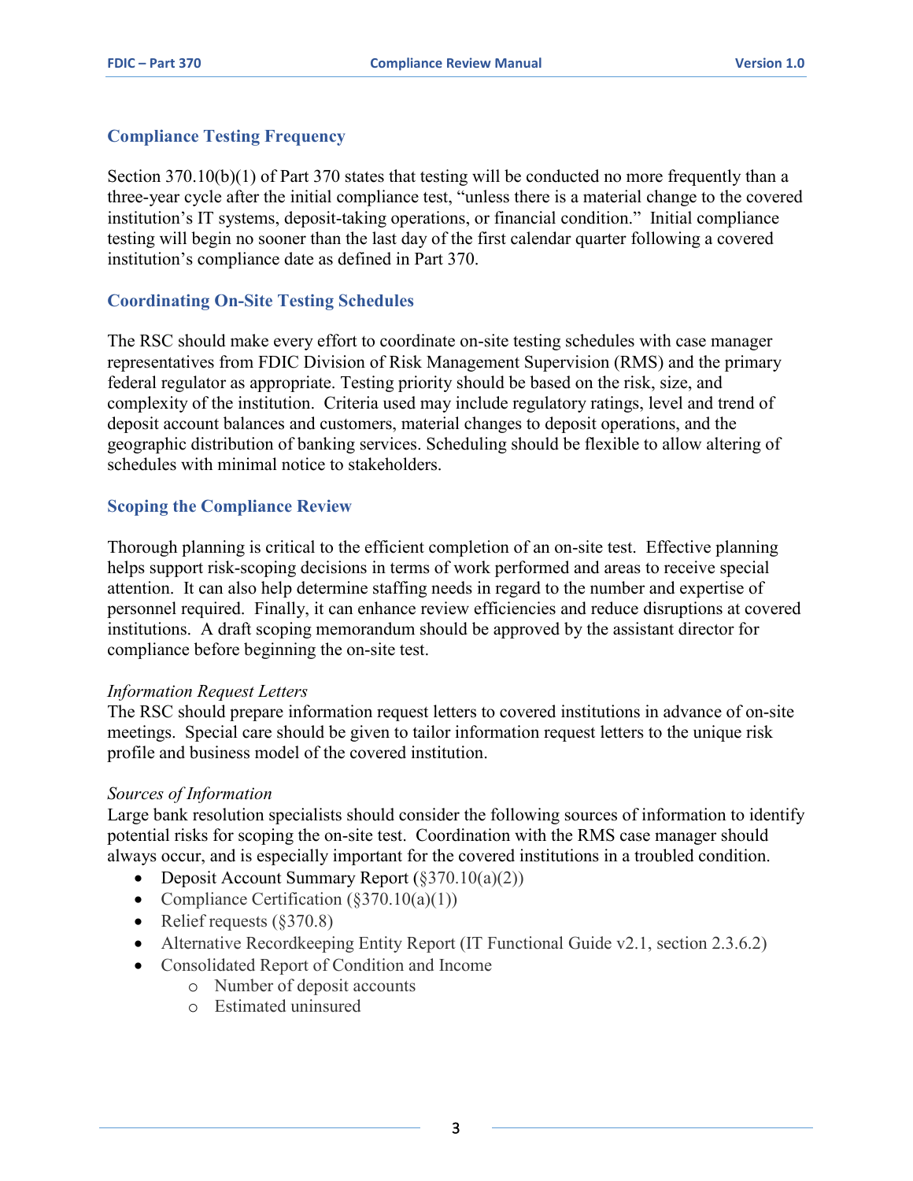## Compliance Testing Frequency

Section 370.10(b)(1) of Part 370 states that testing will be conducted no more frequently than a three-year cycle after the initial compliance test, "unless there is a material change to the covered institution's IT systems, deposit-taking operations, or financial condition." Initial compliance testing will begin no sooner than the last day of the first calendar quarter following a covered institution's compliance date as defined in Part 370.

## Coordinating On-Site Testing Schedules

The RSC should make every effort to coordinate on-site testing schedules with case manager representatives from FDIC Division of Risk Management Supervision (RMS) and the primary federal regulator as appropriate. Testing priority should be based on the risk, size, and complexity of the institution. Criteria used may include regulatory ratings, level and trend of deposit account balances and customers, material changes to deposit operations, and the geographic distribution of banking services. Scheduling should be flexible to allow altering of schedules with minimal notice to stakeholders.

## Scoping the Compliance Review

Thorough planning is critical to the efficient completion of an on-site test. Effective planning helps support risk-scoping decisions in terms of work performed and areas to receive special attention. It can also help determine staffing needs in regard to the number and expertise of personnel required. Finally, it can enhance review efficiencies and reduce disruptions at covered institutions. A draft scoping memorandum should be approved by the assistant director for compliance before beginning the on-site test.

*Information Request Letters*

The RSC should prepare information request letters to covered institutions in advance of on-site meetings. Special care should be given to tailor information request letters to the unique risk profile and business model of the covered institution.

*Sources of Information*

Large bank resolution specialists should consider the following sources of information to identify potential risks for scoping the on-site test. Coordination with the RMS case manager should always occur, and is especially important for the covered institutions in a troubled condition.

- Deposit Account Summary Report (§370.10(a)(2))
- Compliance Certification (§370.10(a)(1))
- Relief requests (§370.8)
- Alternative Recordkeeping Entity Report (IT Functional Guide v2.1, section 2.3.6.2)
- Consolidated Report of Condition and Income
  - Number of deposit accounts
  - Estimated uninsured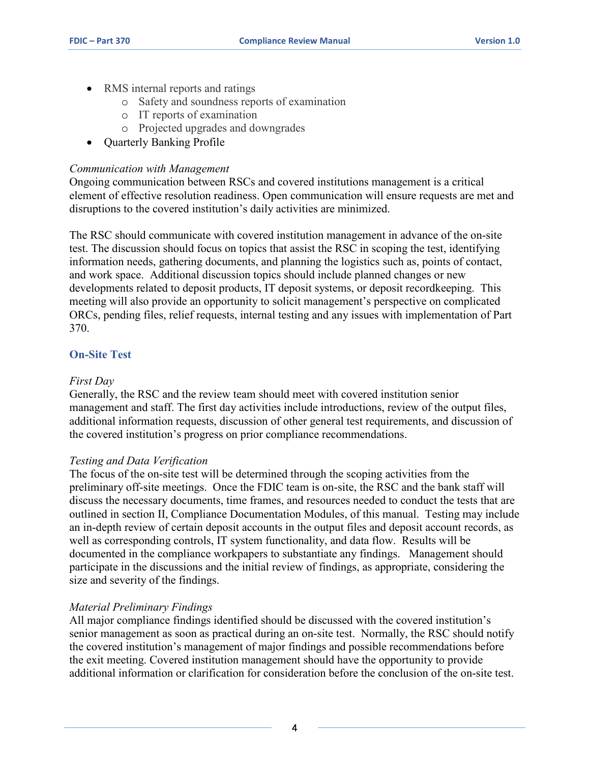- RMS internal reports and ratings
  - Safety and soundness reports of examination
  - IT reports of examination
  - Projected upgrades and downgrades
- Quarterly Banking Profile

*Communication with Management*
Ongoing communication between RSCs and covered institutions management is a critical element of effective resolution readiness. Open communication will ensure requests are met and disruptions to the covered institution's daily activities are minimized.

The RSC should communicate with covered institution management in advance of the on-site test. The discussion should focus on topics that assist the RSC in scoping the test, identifying information needs, gathering documents, and planning the logistics such as, points of contact, and work space. Additional discussion topics should include planned changes or new developments related to deposit products, IT deposit systems, or deposit recordkeeping. This meeting will also provide an opportunity to solicit management's perspective on complicated ORCs, pending files, relief requests, internal testing and any issues with implementation of Part 370.

### On-Site Test

*First Day*
Generally, the RSC and the review team should meet with covered institution senior management and staff. The first day activities include introductions, review of the output files, additional information requests, discussion of other general test requirements, and discussion of the covered institution's progress on prior compliance recommendations.

*Testing and Data Verification*
The focus of the on-site test will be determined through the scoping activities from the preliminary off-site meetings. Once the FDIC team is on-site, the RSC and the bank staff will discuss the necessary documents, time frames, and resources needed to conduct the tests that are outlined in section II, Compliance Documentation Modules, of this manual. Testing may include an in-depth review of certain deposit accounts in the output files and deposit account records, as well as corresponding controls, IT system functionality, and data flow. Results will be documented in the compliance workpapers to substantiate any findings. Management should participate in the discussions and the initial review of findings, as appropriate, considering the size and severity of the findings.

*Material Preliminary Findings*
All major compliance findings identified should be discussed with the covered institution's senior management as soon as practical during an on-site test. Normally, the RSC should notify the covered institution's management of major findings and possible recommendations before the exit meeting. Covered institution management should have the opportunity to provide additional information or clarification for consideration before the conclusion of the on-site test.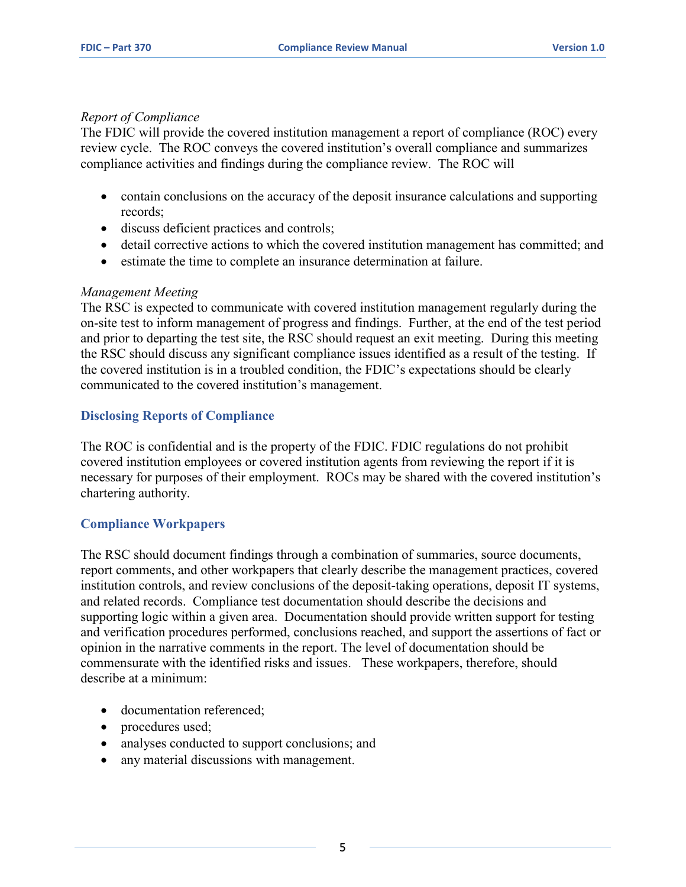*Report of Compliance*

The FDIC will provide the covered institution management a report of compliance (ROC) every review cycle. The ROC conveys the covered institution's overall compliance and summarizes compliance activities and findings during the compliance review. The ROC will

- contain conclusions on the accuracy of the deposit insurance calculations and supporting records;
- discuss deficient practices and controls;
- detail corrective actions to which the covered institution management has committed; and
- estimate the time to complete an insurance determination at failure.

*Management Meeting*

The RSC is expected to communicate with covered institution management regularly during the on-site test to inform management of progress and findings. Further, at the end of the test period and prior to departing the test site, the RSC should request an exit meeting. During this meeting the RSC should discuss any significant compliance issues identified as a result of the testing. If the covered institution is in a troubled condition, the FDIC's expectations should be clearly communicated to the covered institution's management.

## Disclosing Reports of Compliance

The ROC is confidential and is the property of the FDIC. FDIC regulations do not prohibit covered institution employees or covered institution agents from reviewing the report if it is necessary for purposes of their employment. ROCs may be shared with the covered institution's chartering authority.

## Compliance Workpapers

The RSC should document findings through a combination of summaries, source documents, report comments, and other workpapers that clearly describe the management practices, covered institution controls, and review conclusions of the deposit-taking operations, deposit IT systems, and related records. Compliance test documentation should describe the decisions and supporting logic within a given area. Documentation should provide written support for testing and verification procedures performed, conclusions reached, and support the assertions of fact or opinion in the narrative comments in the report. The level of documentation should be commensurate with the identified risks and issues. These workpapers, therefore, should describe at a minimum:

- documentation referenced;
- procedures used;
- analyses conducted to support conclusions; and
- any material discussions with management.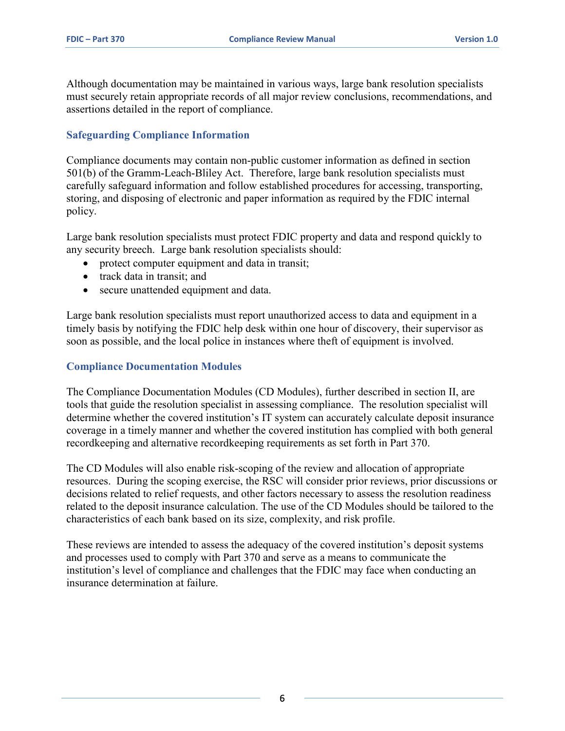Although documentation may be maintained in various ways, large bank resolution specialists must securely retain appropriate records of all major review conclusions, recommendations, and assertions detailed in the report of compliance.

### Safeguarding Compliance Information

Compliance documents may contain non-public customer information as defined in section 501(b) of the Gramm-Leach-Bliley Act. Therefore, large bank resolution specialists must carefully safeguard information and follow established procedures for accessing, transporting, storing, and disposing of electronic and paper information as required by the FDIC internal policy.

Large bank resolution specialists must protect FDIC property and data and respond quickly to any security breech. Large bank resolution specialists should:

- protect computer equipment and data in transit;
- track data in transit; and
- secure unattended equipment and data.

Large bank resolution specialists must report unauthorized access to data and equipment in a timely basis by notifying the FDIC help desk within one hour of discovery, their supervisor as soon as possible, and the local police in instances where theft of equipment is involved.

### Compliance Documentation Modules

The Compliance Documentation Modules (CD Modules), further described in section II, are tools that guide the resolution specialist in assessing compliance. The resolution specialist will determine whether the covered institution's IT system can accurately calculate deposit insurance coverage in a timely manner and whether the covered institution has complied with both general recordkeeping and alternative recordkeeping requirements as set forth in Part 370.

The CD Modules will also enable risk-scoping of the review and allocation of appropriate resources. During the scoping exercise, the RSC will consider prior reviews, prior discussions or decisions related to relief requests, and other factors necessary to assess the resolution readiness related to the deposit insurance calculation. The use of the CD Modules should be tailored to the characteristics of each bank based on its size, complexity, and risk profile.

These reviews are intended to assess the adequacy of the covered institution's deposit systems and processes used to comply with Part 370 and serve as a means to communicate the institution's level of compliance and challenges that the FDIC may face when conducting an insurance determination at failure.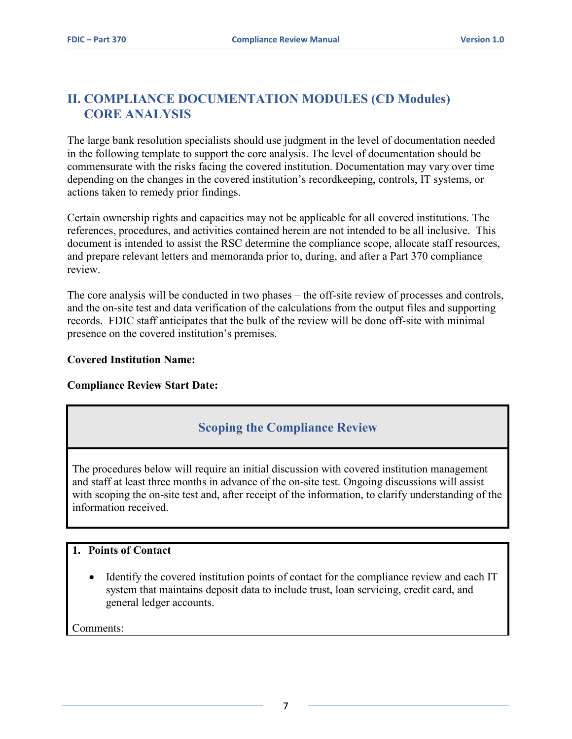## II. COMPLIANCE DOCUMENTATION MODULES (CD Modules) CORE ANALYSIS

The large bank resolution specialists should use judgment in the level of documentation needed in the following template to support the core analysis. The level of documentation should be commensurate with the risks facing the covered institution. Documentation may vary over time depending on the changes in the covered institution's recordkeeping, controls, IT systems, or actions taken to remedy prior findings.

Certain ownership rights and capacities may not be applicable for all covered institutions. The references, procedures, and activities contained herein are not intended to be all inclusive. This document is intended to assist the RSC determine the compliance scope, allocate staff resources, and prepare relevant letters and memoranda prior to, during, and after a Part 370 compliance review.

The core analysis will be conducted in two phases – the off-site review of processes and controls, and the on-site test and data verification of the calculations from the output files and supporting records. FDIC staff anticipates that the bulk of the review will be done off-site with minimal presence on the covered institution's premises.

**Covered Institution Name:**

**Compliance Review Start Date:**

### Scoping the Compliance Review

The procedures below will require an initial discussion with covered institution management and staff at least three months in advance of the on-site test. Ongoing discussions will assist with scoping the on-site test and, after receipt of the information, to clarify understanding of the information received.

**1. Points of Contact**

- Identify the covered institution points of contact for the compliance review and each IT system that maintains deposit data to include trust, loan servicing, credit card, and general ledger accounts.

Comments: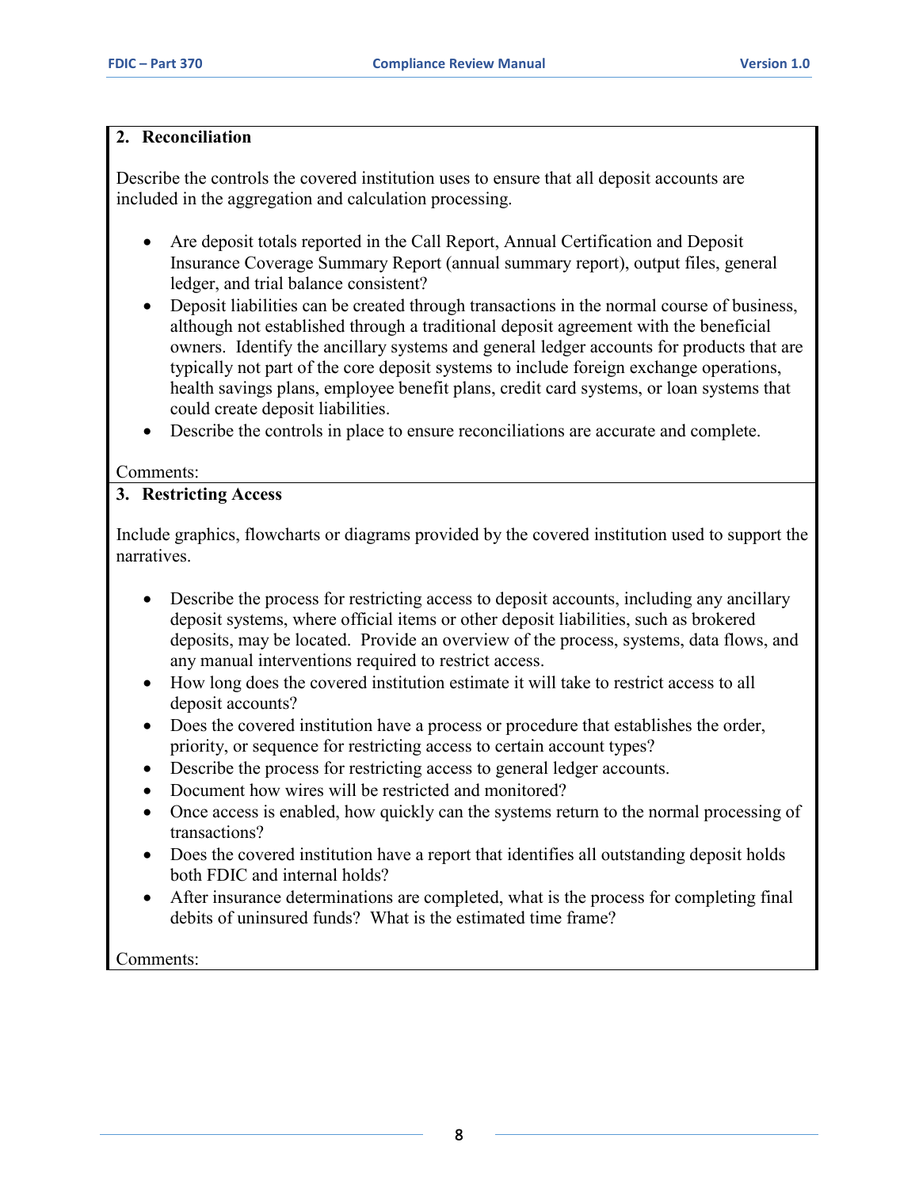## 2. Reconciliation

Describe the controls the covered institution uses to ensure that all deposit accounts are included in the aggregation and calculation processing.

- Are deposit totals reported in the Call Report, Annual Certification and Deposit Insurance Coverage Summary Report (annual summary report), output files, general ledger, and trial balance consistent?
- Deposit liabilities can be created through transactions in the normal course of business, although not established through a traditional deposit agreement with the beneficial owners. Identify the ancillary systems and general ledger accounts for products that are typically not part of the core deposit systems to include foreign exchange operations, health savings plans, employee benefit plans, credit card systems, or loan systems that could create deposit liabilities.
- Describe the controls in place to ensure reconciliations are accurate and complete.

Comments:

## 3. Restricting Access

Include graphics, flowcharts or diagrams provided by the covered institution used to support the narratives.

- Describe the process for restricting access to deposit accounts, including any ancillary deposit systems, where official items or other deposit liabilities, such as brokered deposits, may be located. Provide an overview of the process, systems, data flows, and any manual interventions required to restrict access.
- How long does the covered institution estimate it will take to restrict access to all deposit accounts?
- Does the covered institution have a process or procedure that establishes the order, priority, or sequence for restricting access to certain account types?
- Describe the process for restricting access to general ledger accounts.
- Document how wires will be restricted and monitored?
- Once access is enabled, how quickly can the systems return to the normal processing of transactions?
- Does the covered institution have a report that identifies all outstanding deposit holds both FDIC and internal holds?
- After insurance determinations are completed, what is the process for completing final debits of uninsured funds? What is the estimated time frame?

Comments: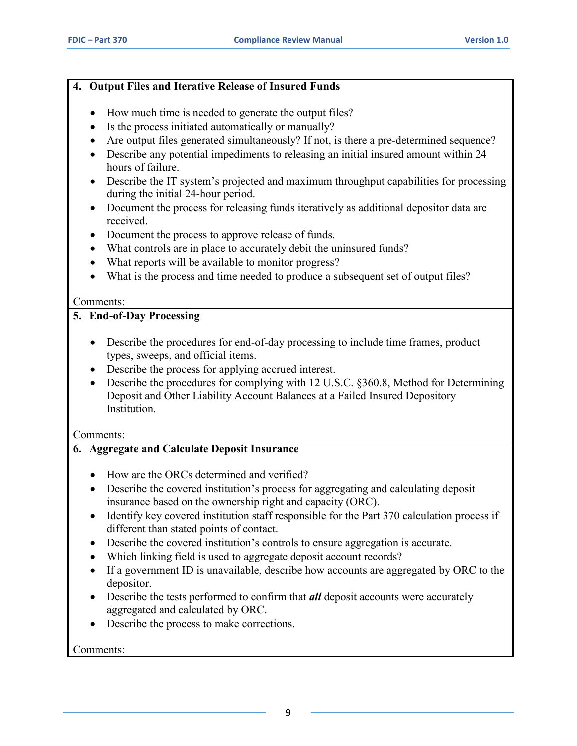**4. Output Files and Iterative Release of Insured Funds**

- How much time is needed to generate the output files?
- Is the process initiated automatically or manually?
- Are output files generated simultaneously? If not, is there a pre-determined sequence?
- Describe any potential impediments to releasing an initial insured amount within 24 hours of failure.
- Describe the IT system's projected and maximum throughput capabilities for processing during the initial 24-hour period.
- Document the process for releasing funds iteratively as additional depositor data are received.
- Document the process to approve release of funds.
- What controls are in place to accurately debit the uninsured funds?
- What reports will be available to monitor progress?
- What is the process and time needed to produce a subsequent set of output files?

Comments:

**5. End-of-Day Processing**

- Describe the procedures for end-of-day processing to include time frames, product types, sweeps, and official items.
- Describe the process for applying accrued interest.
- Describe the procedures for complying with 12 U.S.C. §360.8, Method for Determining Deposit and Other Liability Account Balances at a Failed Insured Depository Institution.

Comments:

**6. Aggregate and Calculate Deposit Insurance**

- How are the ORCs determined and verified?
- Describe the covered institution's process for aggregating and calculating deposit insurance based on the ownership right and capacity (ORC).
- Identify key covered institution staff responsible for the Part 370 calculation process if different than stated points of contact.
- Describe the covered institution's controls to ensure aggregation is accurate.
- Which linking field is used to aggregate deposit account records?
- If a government ID is unavailable, describe how accounts are aggregated by ORC to the depositor.
- Describe the tests performed to confirm that ***all*** deposit accounts were accurately aggregated and calculated by ORC.
- Describe the process to make corrections.

Comments: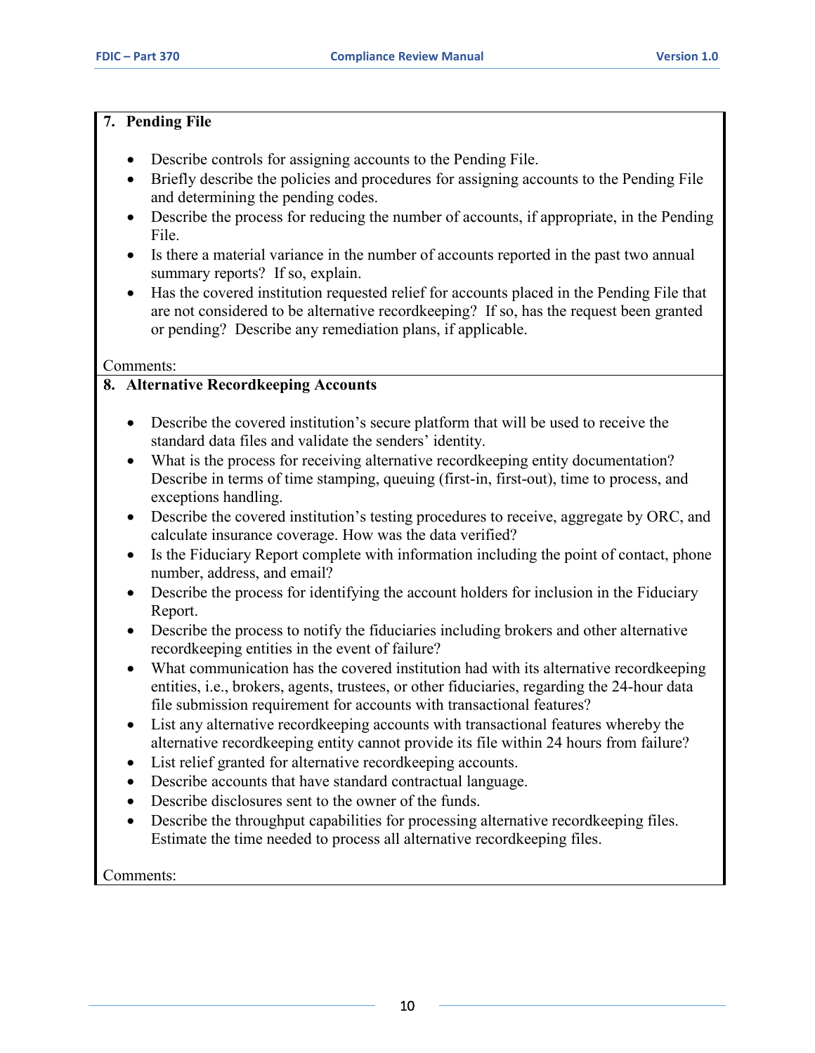**7. Pending File**

- Describe controls for assigning accounts to the Pending File.
- Briefly describe the policies and procedures for assigning accounts to the Pending File and determining the pending codes.
- Describe the process for reducing the number of accounts, if appropriate, in the Pending File.
- Is there a material variance in the number of accounts reported in the past two annual summary reports? If so, explain.
- Has the covered institution requested relief for accounts placed in the Pending File that are not considered to be alternative recordkeeping? If so, has the request been granted or pending? Describe any remediation plans, if applicable.

Comments:

**8. Alternative Recordkeeping Accounts**

- Describe the covered institution's secure platform that will be used to receive the standard data files and validate the senders' identity.
- What is the process for receiving alternative recordkeeping entity documentation? Describe in terms of time stamping, queuing (first-in, first-out), time to process, and exceptions handling.
- Describe the covered institution's testing procedures to receive, aggregate by ORC, and calculate insurance coverage. How was the data verified?
- Is the Fiduciary Report complete with information including the point of contact, phone number, address, and email?
- Describe the process for identifying the account holders for inclusion in the Fiduciary Report.
- Describe the process to notify the fiduciaries including brokers and other alternative recordkeeping entities in the event of failure?
- What communication has the covered institution had with its alternative recordkeeping entities, i.e., brokers, agents, trustees, or other fiduciaries, regarding the 24-hour data file submission requirement for accounts with transactional features?
- List any alternative recordkeeping accounts with transactional features whereby the alternative recordkeeping entity cannot provide its file within 24 hours from failure?
- List relief granted for alternative recordkeeping accounts.
- Describe accounts that have standard contractual language.
- Describe disclosures sent to the owner of the funds.
- Describe the throughput capabilities for processing alternative recordkeeping files. Estimate the time needed to process all alternative recordkeeping files.

Comments: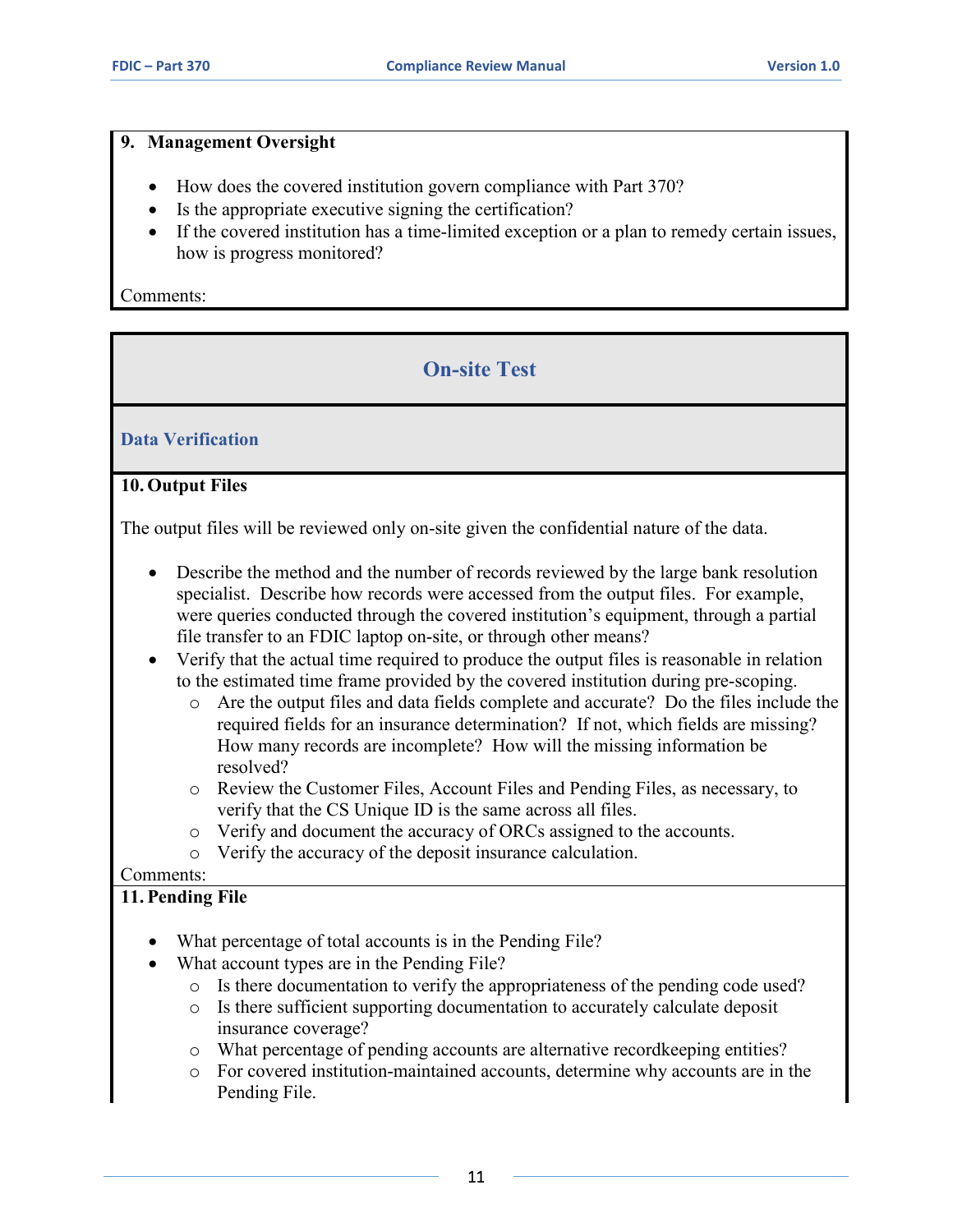### 9. Management Oversight

- How does the covered institution govern compliance with Part 370?
- Is the appropriate executive signing the certification?
- If the covered institution has a time-limited exception or a plan to remedy certain issues, how is progress monitored?

Comments:

## On-site Test

### Data Verification

### 10. Output Files

The output files will be reviewed only on-site given the confidential nature of the data.

- Describe the method and the number of records reviewed by the large bank resolution specialist. Describe how records were accessed from the output files. For example, were queries conducted through the covered institution's equipment, through a partial file transfer to an FDIC laptop on-site, or through other means?
- Verify that the actual time required to produce the output files is reasonable in relation to the estimated time frame provided by the covered institution during pre-scoping.
  - Are the output files and data fields complete and accurate? Do the files include the required fields for an insurance determination? If not, which fields are missing? How many records are incomplete? How will the missing information be resolved?
  - Review the Customer Files, Account Files and Pending Files, as necessary, to verify that the CS Unique ID is the same across all files.
  - Verify and document the accuracy of ORCs assigned to the accounts.
  - Verify the accuracy of the deposit insurance calculation.

Comments:

### 11. Pending File

- What percentage of total accounts is in the Pending File?
- What account types are in the Pending File?
  - Is there documentation to verify the appropriateness of the pending code used?
  - Is there sufficient supporting documentation to accurately calculate deposit insurance coverage?
  - What percentage of pending accounts are alternative recordkeeping entities?
  - For covered institution-maintained accounts, determine why accounts are in the Pending File.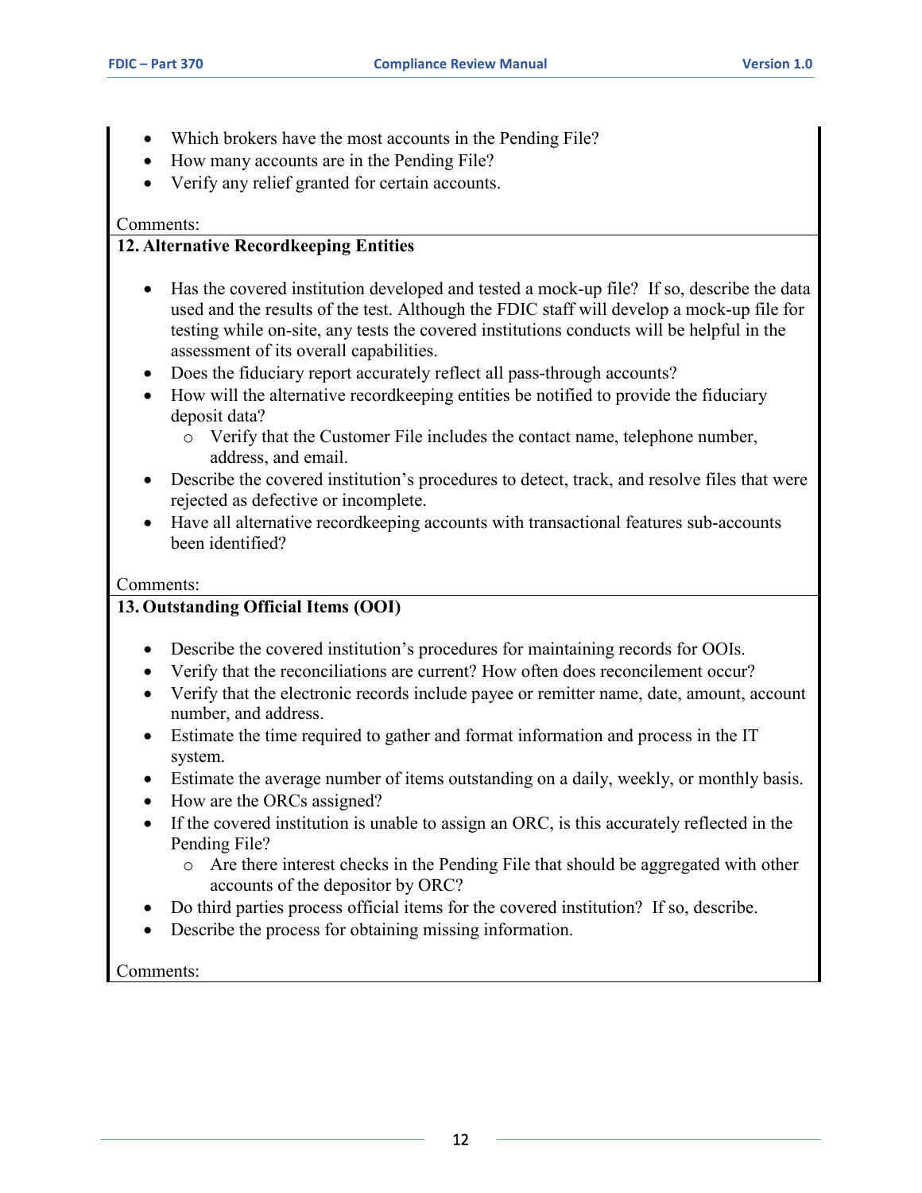- Which brokers have the most accounts in the Pending File?
- How many accounts are in the Pending File?
- Verify any relief granted for certain accounts.

Comments:

**12. Alternative Recordkeeping Entities**

- Has the covered institution developed and tested a mock-up file? If so, describe the data used and the results of the test. Although the FDIC staff will develop a mock-up file for testing while on-site, any tests the covered institutions conducts will be helpful in the assessment of its overall capabilities.
- Does the fiduciary report accurately reflect all pass-through accounts?
- How will the alternative recordkeeping entities be notified to provide the fiduciary deposit data?
    - Verify that the Customer File includes the contact name, telephone number, address, and email.
- Describe the covered institution's procedures to detect, track, and resolve files that were rejected as defective or incomplete.
- Have all alternative recordkeeping accounts with transactional features sub-accounts been identified?

Comments:

**13. Outstanding Official Items (OOI)**

- Describe the covered institution's procedures for maintaining records for OOIs.
- Verify that the reconciliations are current? How often does reconcilement occur?
- Verify that the electronic records include payee or remitter name, date, amount, account number, and address.
- Estimate the time required to gather and format information and process in the IT system.
- Estimate the average number of items outstanding on a daily, weekly, or monthly basis.
- How are the ORCs assigned?
- If the covered institution is unable to assign an ORC, is this accurately reflected in the Pending File?
    - Are there interest checks in the Pending File that should be aggregated with other accounts of the depositor by ORC?
- Do third parties process official items for the covered institution? If so, describe.
- Describe the process for obtaining missing information.

Comments: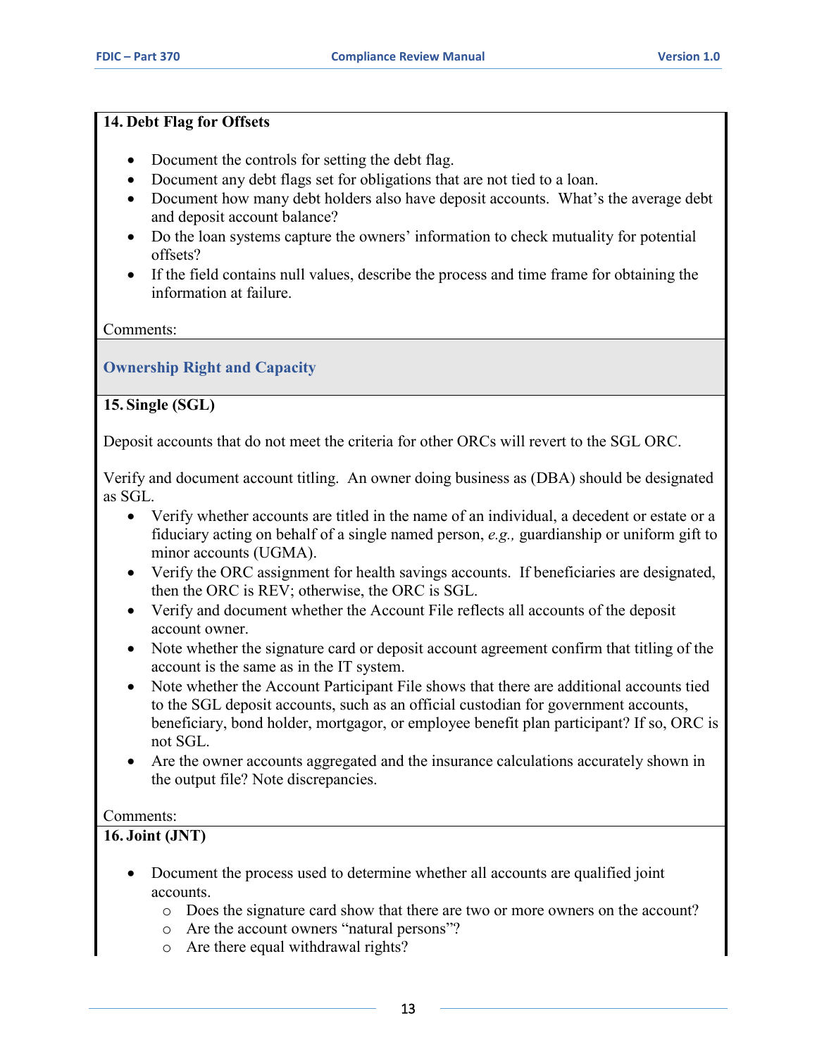**14. Debt Flag for Offsets**

- Document the controls for setting the debt flag.
- Document any debt flags set for obligations that are not tied to a loan.
- Document how many debt holders also have deposit accounts. What's the average debt and deposit account balance?
- Do the loan systems capture the owners' information to check mutuality for potential offsets?
- If the field contains null values, describe the process and time frame for obtaining the information at failure.

Comments:

## Ownership Right and Capacity

**15. Single (SGL)**

Deposit accounts that do not meet the criteria for other ORCs will revert to the SGL ORC.

Verify and document account titling. An owner doing business as (DBA) should be designated as SGL.

- Verify whether accounts are titled in the name of an individual, a decedent or estate or a fiduciary acting on behalf of a single named person, *e.g.,* guardianship or uniform gift to minor accounts (UGMA).
- Verify the ORC assignment for health savings accounts. If beneficiaries are designated, then the ORC is REV; otherwise, the ORC is SGL.
- Verify and document whether the Account File reflects all accounts of the deposit account owner.
- Note whether the signature card or deposit account agreement confirm that titling of the account is the same as in the IT system.
- Note whether the Account Participant File shows that there are additional accounts tied to the SGL deposit accounts, such as an official custodian for government accounts, beneficiary, bond holder, mortgagor, or employee benefit plan participant? If so, ORC is not SGL.
- Are the owner accounts aggregated and the insurance calculations accurately shown in the output file? Note discrepancies.

Comments:

**16. Joint (JNT)**

- Document the process used to determine whether all accounts are qualified joint accounts.
  - Does the signature card show that there are two or more owners on the account?
  - Are the account owners "natural persons"?
  - Are there equal withdrawal rights?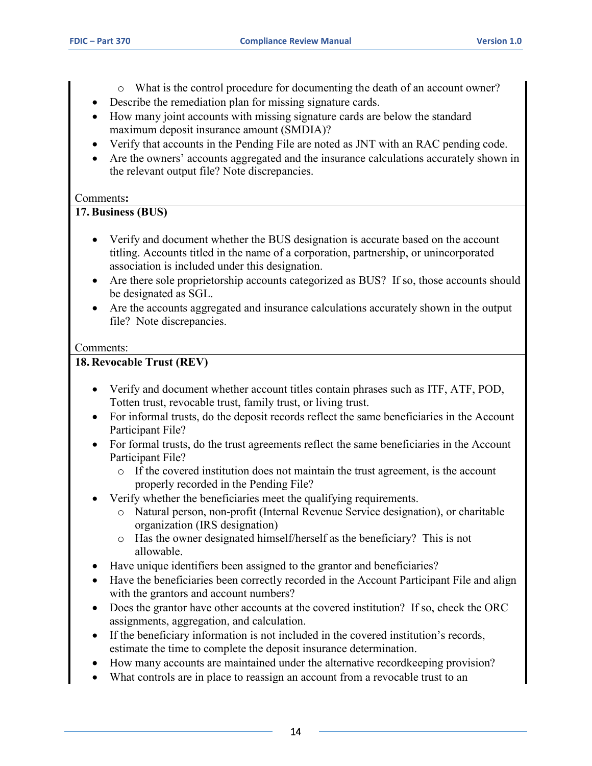- What is the control procedure for documenting the death of an account owner?
- Describe the remediation plan for missing signature cards.
- How many joint accounts with missing signature cards are below the standard maximum deposit insurance amount (SMDIA)?
- Verify that accounts in the Pending File are noted as JNT with an RAC pending code.
- Are the owners' accounts aggregated and the insurance calculations accurately shown in the relevant output file? Note discrepancies.

Comments**:**

**17. Business (BUS)**

- Verify and document whether the BUS designation is accurate based on the account titling. Accounts titled in the name of a corporation, partnership, or unincorporated association is included under this designation.
- Are there sole proprietorship accounts categorized as BUS? If so, those accounts should be designated as SGL.
- Are the accounts aggregated and insurance calculations accurately shown in the output file? Note discrepancies.

Comments:

**18. Revocable Trust (REV)**

- Verify and document whether account titles contain phrases such as ITF, ATF, POD, Totten trust, revocable trust, family trust, or living trust.
- For informal trusts, do the deposit records reflect the same beneficiaries in the Account Participant File?
- For formal trusts, do the trust agreements reflect the same beneficiaries in the Account Participant File?
  - If the covered institution does not maintain the trust agreement, is the account properly recorded in the Pending File?
- Verify whether the beneficiaries meet the qualifying requirements.
  - Natural person, non-profit (Internal Revenue Service designation), or charitable organization (IRS designation)
  - Has the owner designated himself/herself as the beneficiary? This is not allowable.
- Have unique identifiers been assigned to the grantor and beneficiaries?
- Have the beneficiaries been correctly recorded in the Account Participant File and align with the grantors and account numbers?
- Does the grantor have other accounts at the covered institution? If so, check the ORC assignments, aggregation, and calculation.
- If the beneficiary information is not included in the covered institution's records, estimate the time to complete the deposit insurance determination.
- How many accounts are maintained under the alternative recordkeeping provision?
- What controls are in place to reassign an account from a revocable trust to an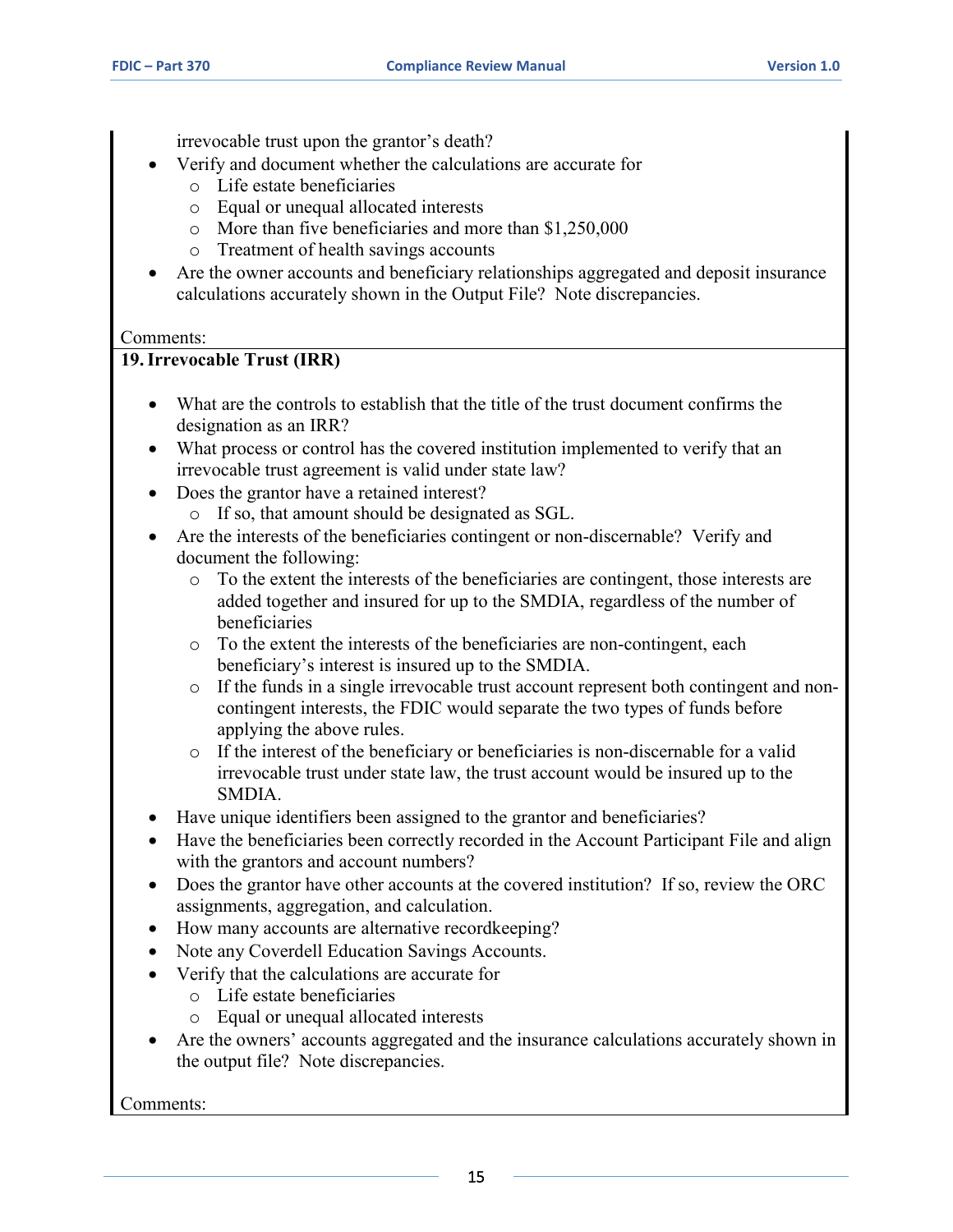irrevocable trust upon the grantor's death?

- Verify and document whether the calculations are accurate for
  - Life estate beneficiaries
  - Equal or unequal allocated interests
  - More than five beneficiaries and more than $1,250,000
  - Treatment of health savings accounts
- Are the owner accounts and beneficiary relationships aggregated and deposit insurance calculations accurately shown in the Output File? Note discrepancies.

Comments:

**19. Irrevocable Trust (IRR)**

- What are the controls to establish that the title of the trust document confirms the designation as an IRR?
- What process or control has the covered institution implemented to verify that an irrevocable trust agreement is valid under state law?
- Does the grantor have a retained interest?
  - If so, that amount should be designated as SGL.
- Are the interests of the beneficiaries contingent or non-discernable? Verify and document the following:
  - To the extent the interests of the beneficiaries are contingent, those interests are added together and insured for up to the SMDIA, regardless of the number of beneficiaries
  - To the extent the interests of the beneficiaries are non-contingent, each beneficiary's interest is insured up to the SMDIA.
  - If the funds in a single irrevocable trust account represent both contingent and non-contingent interests, the FDIC would separate the two types of funds before applying the above rules.
  - If the interest of the beneficiary or beneficiaries is non-discernable for a valid irrevocable trust under state law, the trust account would be insured up to the SMDIA.
- Have unique identifiers been assigned to the grantor and beneficiaries?
- Have the beneficiaries been correctly recorded in the Account Participant File and align with the grantors and account numbers?
- Does the grantor have other accounts at the covered institution? If so, review the ORC assignments, aggregation, and calculation.
- How many accounts are alternative recordkeeping?
- Note any Coverdell Education Savings Accounts.
- Verify that the calculations are accurate for
  - Life estate beneficiaries
  - Equal or unequal allocated interests
- Are the owners' accounts aggregated and the insurance calculations accurately shown in the output file? Note discrepancies.

Comments: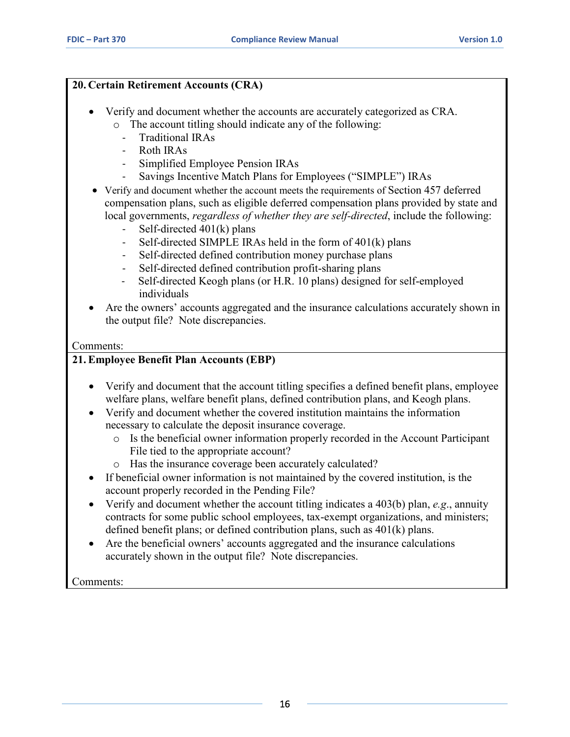## 20. Certain Retirement Accounts (CRA)

- Verify and document whether the accounts are accurately categorized as CRA.
  - The account titling should indicate any of the following:
    - Traditional IRAs
    - Roth IRAs
    - Simplified Employee Pension IRAs
    - Savings Incentive Match Plans for Employees ("SIMPLE") IRAs
- Verify and document whether the account meets the requirements of Section 457 deferred compensation plans, such as eligible deferred compensation plans provided by state and local governments, *regardless of whether they are self-directed*, include the following:
  - Self-directed 401(k) plans
  - Self-directed SIMPLE IRAs held in the form of 401(k) plans
  - Self-directed defined contribution money purchase plans
  - Self-directed defined contribution profit-sharing plans
  - Self-directed Keogh plans (or H.R. 10 plans) designed for self-employed individuals
- Are the owners' accounts aggregated and the insurance calculations accurately shown in the output file? Note discrepancies.

Comments:

## 21. Employee Benefit Plan Accounts (EBP)

- Verify and document that the account titling specifies a defined benefit plans, employee welfare plans, welfare benefit plans, defined contribution plans, and Keogh plans.
- Verify and document whether the covered institution maintains the information necessary to calculate the deposit insurance coverage.
  - Is the beneficial owner information properly recorded in the Account Participant File tied to the appropriate account?
  - Has the insurance coverage been accurately calculated?
- If beneficial owner information is not maintained by the covered institution, is the account properly recorded in the Pending File?
- Verify and document whether the account titling indicates a 403(b) plan, *e.g.*, annuity contracts for some public school employees, tax-exempt organizations, and ministers; defined benefit plans; or defined contribution plans, such as 401(k) plans.
- Are the beneficial owners' accounts aggregated and the insurance calculations accurately shown in the output file? Note discrepancies.

Comments: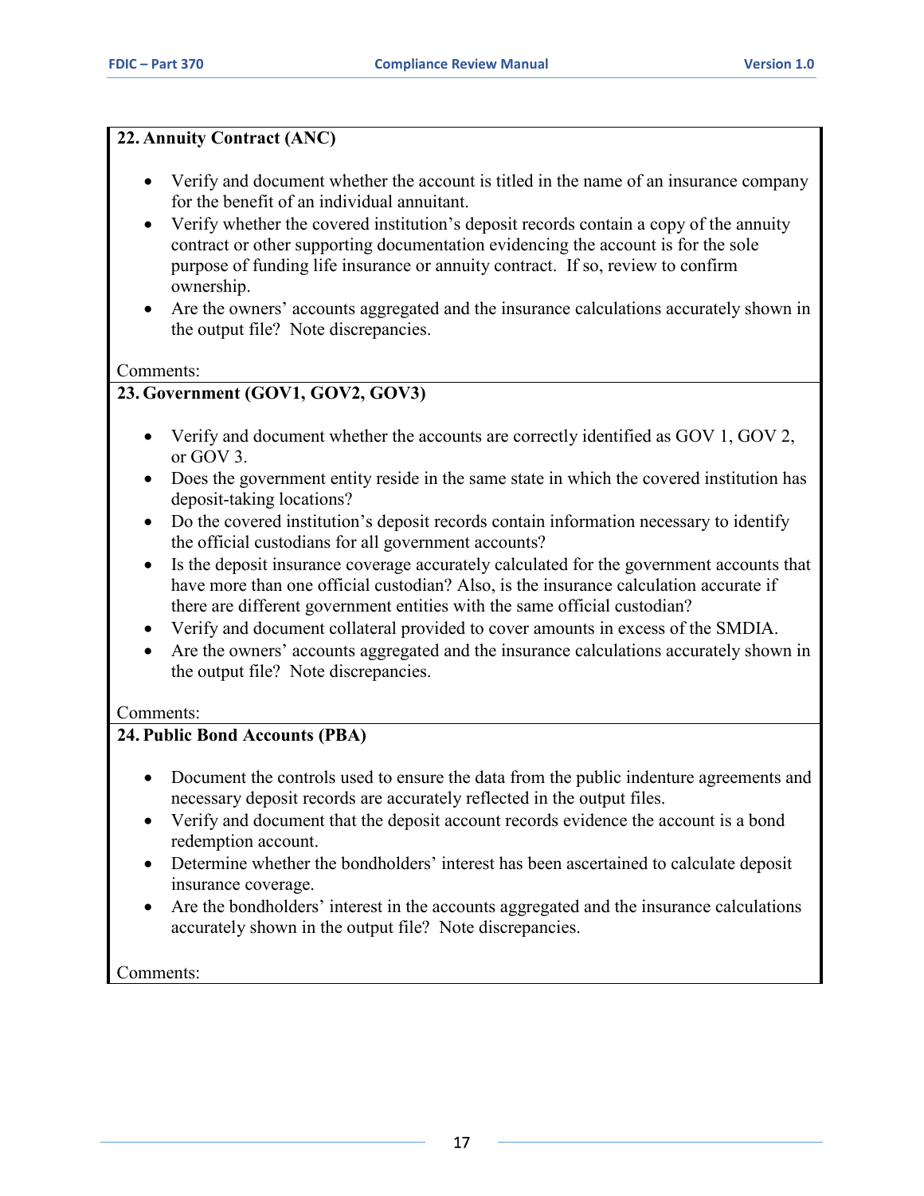**22. Annuity Contract (ANC)**

- Verify and document whether the account is titled in the name of an insurance company for the benefit of an individual annuitant.
- Verify whether the covered institution's deposit records contain a copy of the annuity contract or other supporting documentation evidencing the account is for the sole purpose of funding life insurance or annuity contract. If so, review to confirm ownership.
- Are the owners' accounts aggregated and the insurance calculations accurately shown in the output file? Note discrepancies.

Comments:

**23. Government (GOV1, GOV2, GOV3)**

- Verify and document whether the accounts are correctly identified as GOV 1, GOV 2, or GOV 3.
- Does the government entity reside in the same state in which the covered institution has deposit-taking locations?
- Do the covered institution's deposit records contain information necessary to identify the official custodians for all government accounts?
- Is the deposit insurance coverage accurately calculated for the government accounts that have more than one official custodian? Also, is the insurance calculation accurate if there are different government entities with the same official custodian?
- Verify and document collateral provided to cover amounts in excess of the SMDIA.
- Are the owners' accounts aggregated and the insurance calculations accurately shown in the output file? Note discrepancies.

Comments:

**24. Public Bond Accounts (PBA)**

- Document the controls used to ensure the data from the public indenture agreements and necessary deposit records are accurately reflected in the output files.
- Verify and document that the deposit account records evidence the account is a bond redemption account.
- Determine whether the bondholders' interest has been ascertained to calculate deposit insurance coverage.
- Are the bondholders' interest in the accounts aggregated and the insurance calculations accurately shown in the output file? Note discrepancies.

Comments: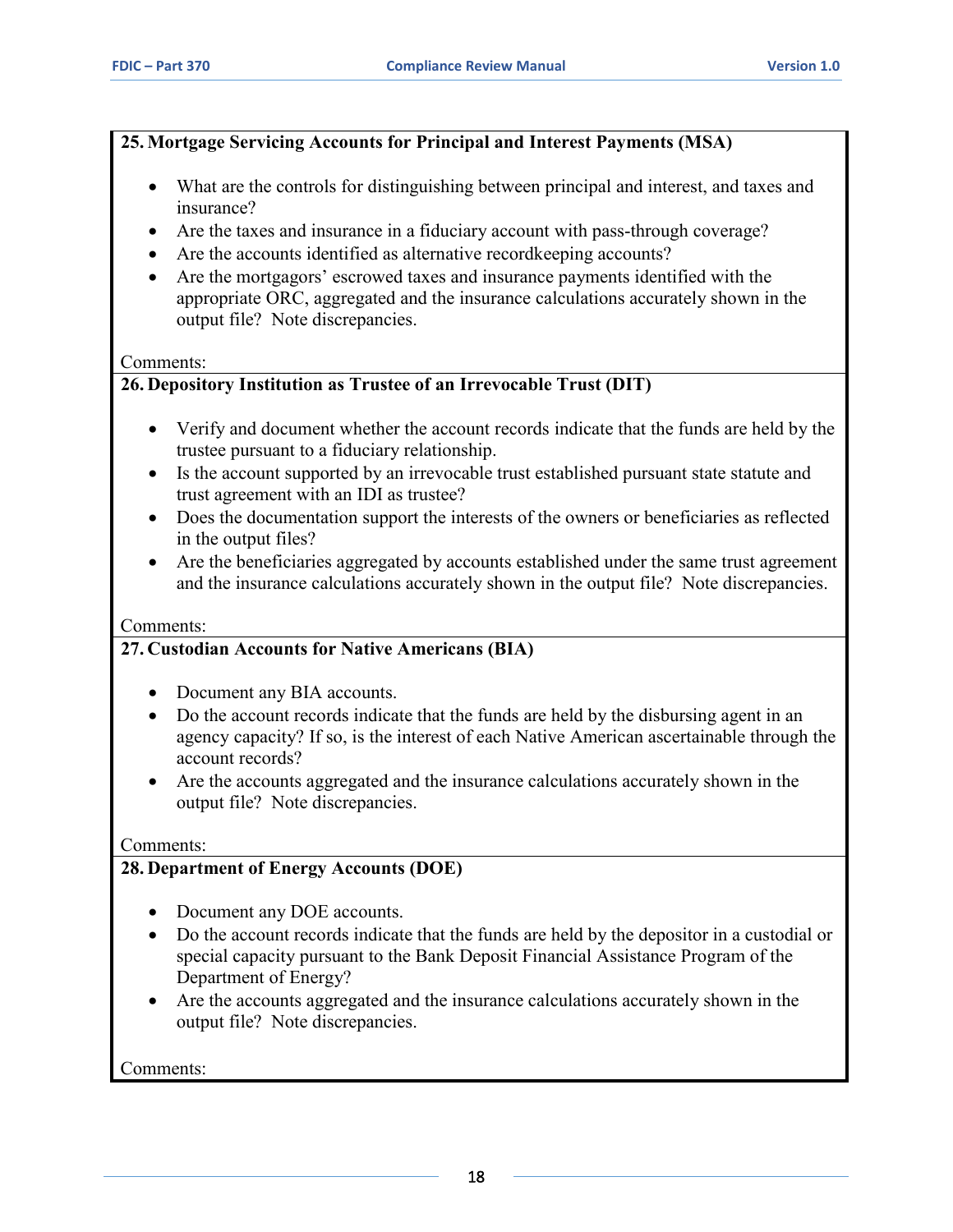**25. Mortgage Servicing Accounts for Principal and Interest Payments (MSA)**

- What are the controls for distinguishing between principal and interest, and taxes and insurance?
- Are the taxes and insurance in a fiduciary account with pass-through coverage?
- Are the accounts identified as alternative recordkeeping accounts?
- Are the mortgagors' escrowed taxes and insurance payments identified with the appropriate ORC, aggregated and the insurance calculations accurately shown in the output file? Note discrepancies.

Comments:

**26. Depository Institution as Trustee of an Irrevocable Trust (DIT)**

- Verify and document whether the account records indicate that the funds are held by the trustee pursuant to a fiduciary relationship.
- Is the account supported by an irrevocable trust established pursuant state statute and trust agreement with an IDI as trustee?
- Does the documentation support the interests of the owners or beneficiaries as reflected in the output files?
- Are the beneficiaries aggregated by accounts established under the same trust agreement and the insurance calculations accurately shown in the output file? Note discrepancies.

Comments:

**27. Custodian Accounts for Native Americans (BIA)**

- Document any BIA accounts.
- Do the account records indicate that the funds are held by the disbursing agent in an agency capacity? If so, is the interest of each Native American ascertainable through the account records?
- Are the accounts aggregated and the insurance calculations accurately shown in the output file? Note discrepancies.

Comments:

**28. Department of Energy Accounts (DOE)**

- Document any DOE accounts.
- Do the account records indicate that the funds are held by the depositor in a custodial or special capacity pursuant to the Bank Deposit Financial Assistance Program of the Department of Energy?
- Are the accounts aggregated and the insurance calculations accurately shown in the output file? Note discrepancies.

Comments: